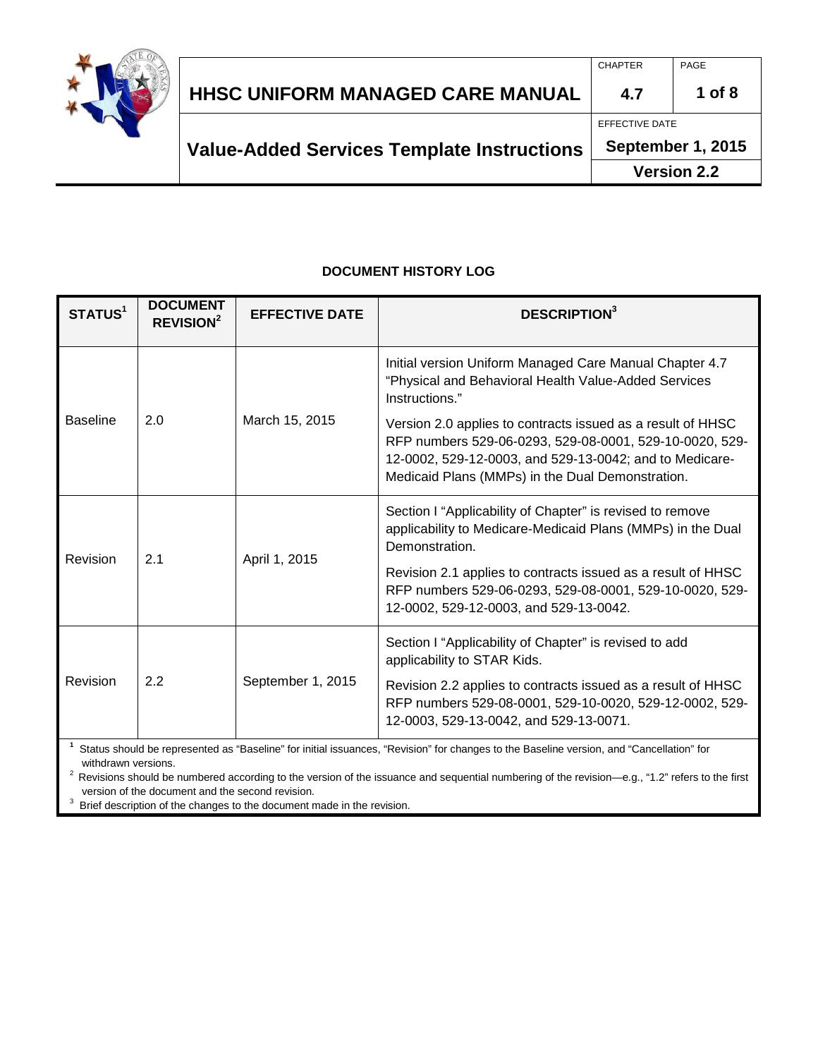# HHSC UNIFORM MANAGED CARE MANUAL

| CHAPTER | PAGE |
|---|---|
| 4.7 | 1 of 8 |

## Value-Added Services Template Instructions

EFFECTIVE DATE: **September 1, 2015**

**Version 2.2**

### DOCUMENT HISTORY LOG

| STATUS[1] | DOCUMENT REVISION[2] | EFFECTIVE DATE | DESCRIPTION[3] |
|---|---|---|---|
| Baseline | 2.0 | March 15, 2015 | Initial version Uniform Managed Care Manual Chapter 4.7 "Physical and Behavioral Health Value-Added Services Instructions." <br><br> Version 2.0 applies to contracts issued as a result of HHSC RFP numbers 529-06-0293, 529-08-0001, 529-10-0020, 529-12-0002, 529-12-0003, and 529-13-0042; and to Medicare-Medicaid Plans (MMPs) in the Dual Demonstration. |
| Revision | 2.1 | April 1, 2015 | Section I "Applicability of Chapter" is revised to remove applicability to Medicare-Medicaid Plans (MMPs) in the Dual Demonstration. <br><br> Revision 2.1 applies to contracts issued as a result of HHSC RFP numbers 529-06-0293, 529-08-0001, 529-10-0020, 529-12-0002, 529-12-0003, and 529-13-0042. |
| Revision | 2.2 | September 1, 2015 | Section I "Applicability of Chapter" is revised to add applicability to STAR Kids. <br><br> Revision 2.2 applies to contracts issued as a result of HHSC RFP numbers 529-08-0001, 529-10-0020, 529-12-0002, 529-12-0003, 529-13-0042, and 529-13-0071. |

[1] Status should be represented as "Baseline" for initial issuances, "Revision" for changes to the Baseline version, and "Cancellation" for withdrawn versions.

[2] Revisions should be numbered according to the version of the issuance and sequential numbering of the revision—e.g., "1.2" refers to the first version of the document and the second revision.

[3] Brief description of the changes to the document made in the revision.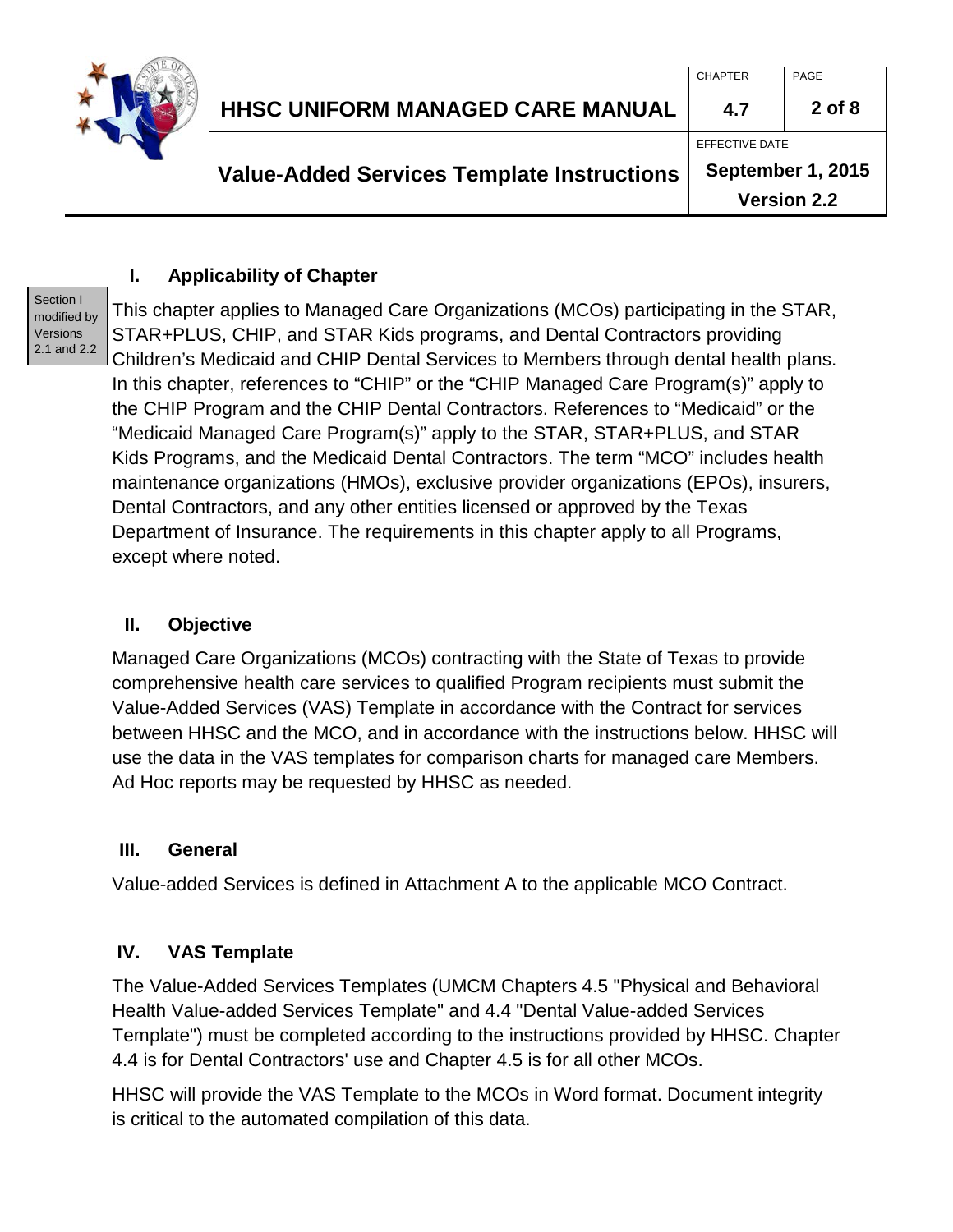## I. Applicability of Chapter

Section I modified by Versions 2.1 and 2.2

This chapter applies to Managed Care Organizations (MCOs) participating in the STAR, STAR+PLUS, CHIP, and STAR Kids programs, and Dental Contractors providing Children's Medicaid and CHIP Dental Services to Members through dental health plans. In this chapter, references to "CHIP" or the "CHIP Managed Care Program(s)" apply to the CHIP Program and the CHIP Dental Contractors. References to "Medicaid" or the "Medicaid Managed Care Program(s)" apply to the STAR, STAR+PLUS, and STAR Kids Programs, and the Medicaid Dental Contractors. The term "MCO" includes health maintenance organizations (HMOs), exclusive provider organizations (EPOs), insurers, Dental Contractors, and any other entities licensed or approved by the Texas Department of Insurance. The requirements in this chapter apply to all Programs, except where noted.

## II. Objective

Managed Care Organizations (MCOs) contracting with the State of Texas to provide comprehensive health care services to qualified Program recipients must submit the Value-Added Services (VAS) Template in accordance with the Contract for services between HHSC and the MCO, and in accordance with the instructions below. HHSC will use the data in the VAS templates for comparison charts for managed care Members. Ad Hoc reports may be requested by HHSC as needed.

## III. General

Value-added Services is defined in Attachment A to the applicable MCO Contract.

## IV. VAS Template

The Value-Added Services Templates (UMCM Chapters 4.5 "Physical and Behavioral Health Value-added Services Template" and 4.4 "Dental Value-added Services Template") must be completed according to the instructions provided by HHSC. Chapter 4.4 is for Dental Contractors' use and Chapter 4.5 is for all other MCOs.

HHSC will provide the VAS Template to the MCOs in Word format. Document integrity is critical to the automated compilation of this data.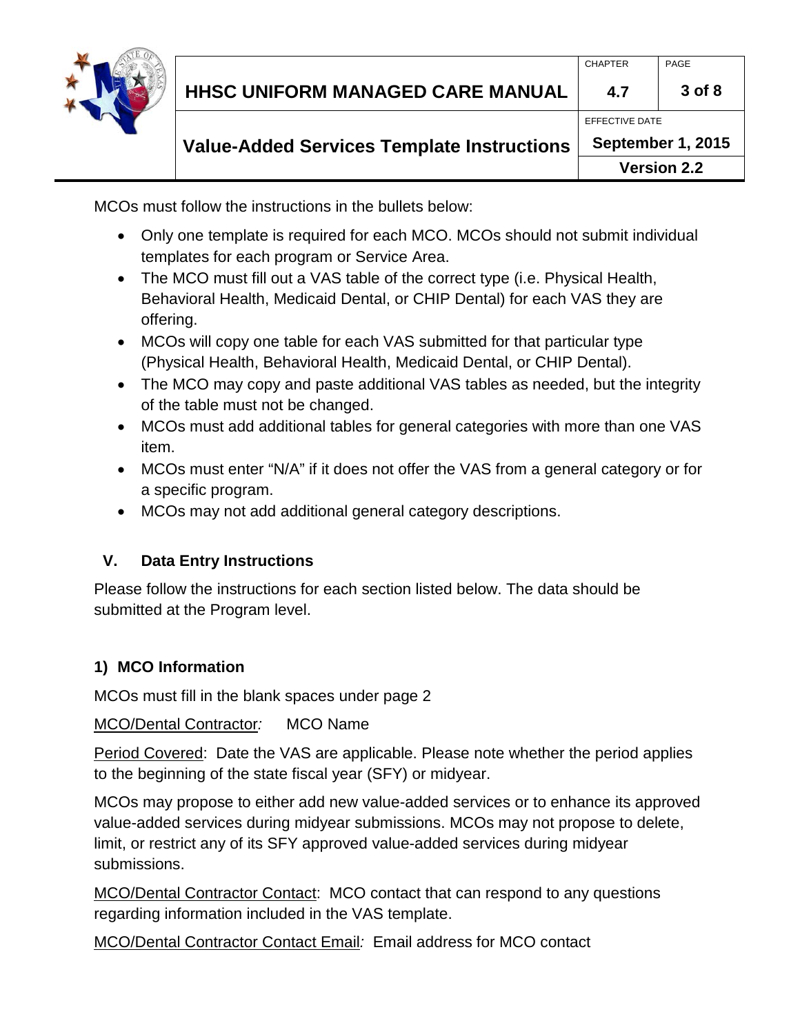MCOs must follow the instructions in the bullets below:

- Only one template is required for each MCO. MCOs should not submit individual templates for each program or Service Area.
- The MCO must fill out a VAS table of the correct type (i.e. Physical Health, Behavioral Health, Medicaid Dental, or CHIP Dental) for each VAS they are offering.
- MCOs will copy one table for each VAS submitted for that particular type (Physical Health, Behavioral Health, Medicaid Dental, or CHIP Dental).
- The MCO may copy and paste additional VAS tables as needed, but the integrity of the table must not be changed.
- MCOs must add additional tables for general categories with more than one VAS item.
- MCOs must enter "N/A" if it does not offer the VAS from a general category or for a specific program.
- MCOs may not add additional general category descriptions.

## V. Data Entry Instructions

Please follow the instructions for each section listed below. The data should be submitted at the Program level.

### 1) MCO Information

MCOs must fill in the blank spaces under page 2

<u>MCO/Dental Contractor</u>*:* MCO Name

<u>Period Covered</u>: Date the VAS are applicable. Please note whether the period applies to the beginning of the state fiscal year (SFY) or midyear.

MCOs may propose to either add new value-added services or to enhance its approved value-added services during midyear submissions. MCOs may not propose to delete, limit, or restrict any of its SFY approved value-added services during midyear submissions.

<u>MCO/Dental Contractor Contact</u>: MCO contact that can respond to any questions regarding information included in the VAS template.

<u>MCO/Dental Contractor Contact Email</u>*:* Email address for MCO contact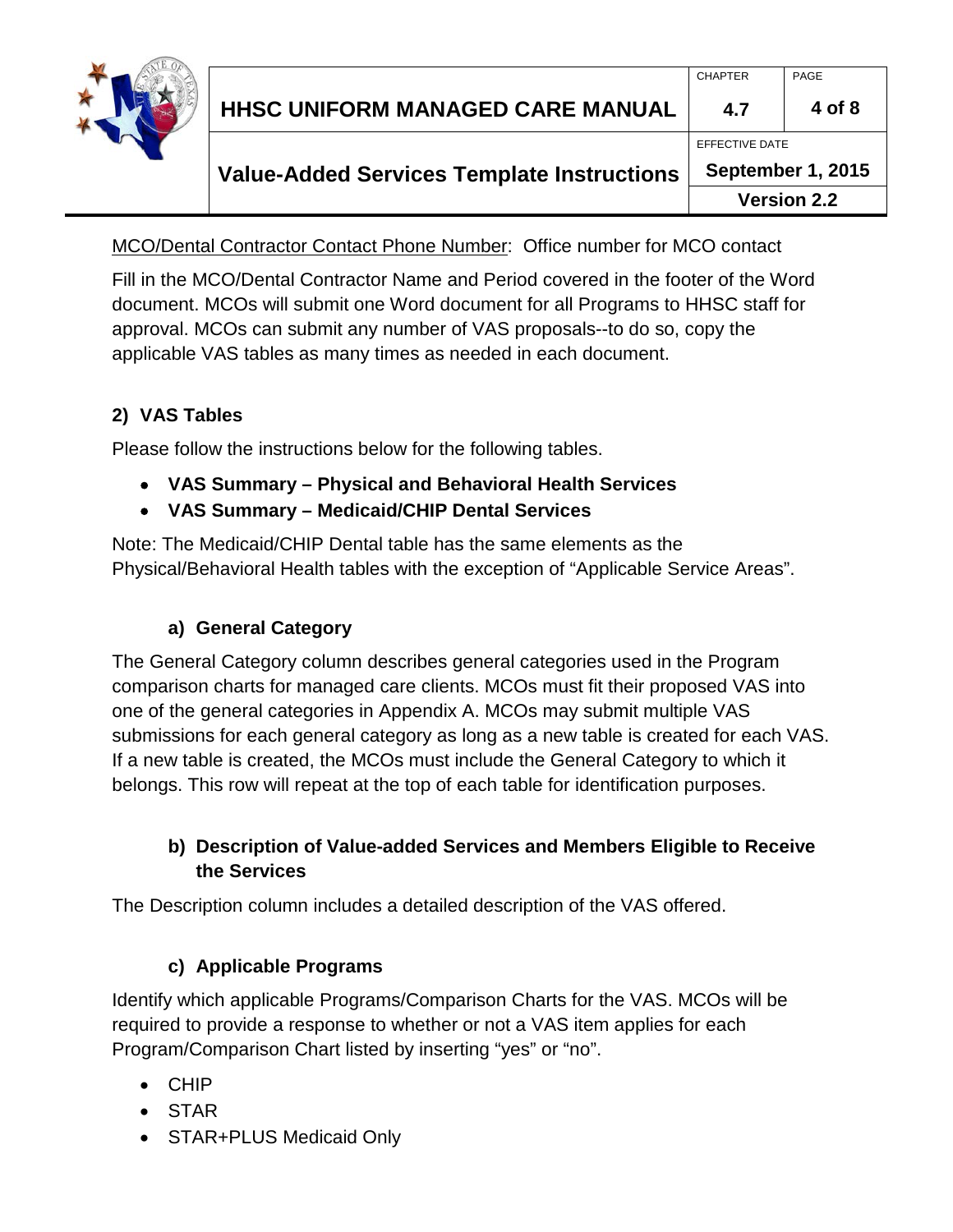MCO/Dental Contractor Contact Phone Number: Office number for MCO contact

Fill in the MCO/Dental Contractor Name and Period covered in the footer of the Word document. MCOs will submit one Word document for all Programs to HHSC staff for approval. MCOs can submit any number of VAS proposals--to do so, copy the applicable VAS tables as many times as needed in each document.

## 2) VAS Tables

Please follow the instructions below for the following tables.

- **VAS Summary – Physical and Behavioral Health Services**
- **VAS Summary – Medicaid/CHIP Dental Services**

Note: The Medicaid/CHIP Dental table has the same elements as the Physical/Behavioral Health tables with the exception of "Applicable Service Areas".

### a) General Category

The General Category column describes general categories used in the Program comparison charts for managed care clients. MCOs must fit their proposed VAS into one of the general categories in Appendix A. MCOs may submit multiple VAS submissions for each general category as long as a new table is created for each VAS. If a new table is created, the MCOs must include the General Category to which it belongs. This row will repeat at the top of each table for identification purposes.

### b) Description of Value-added Services and Members Eligible to Receive the Services

The Description column includes a detailed description of the VAS offered.

### c) Applicable Programs

Identify which applicable Programs/Comparison Charts for the VAS. MCOs will be required to provide a response to whether or not a VAS item applies for each Program/Comparison Chart listed by inserting "yes" or "no".

- CHIP
- STAR
- STAR+PLUS Medicaid Only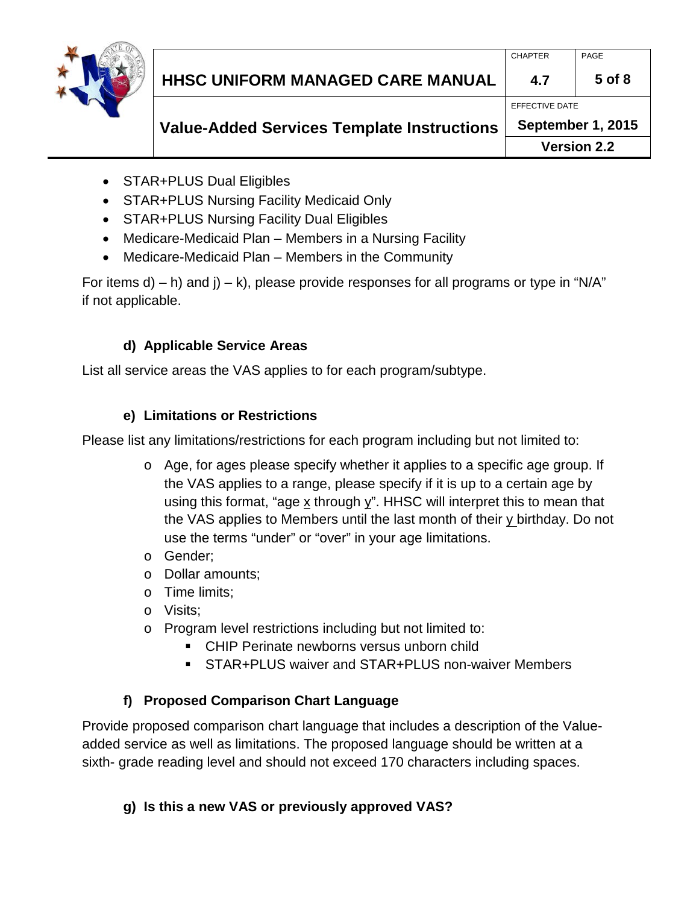- STAR+PLUS Dual Eligibles
- STAR+PLUS Nursing Facility Medicaid Only
- STAR+PLUS Nursing Facility Dual Eligibles
- Medicare-Medicaid Plan – Members in a Nursing Facility
- Medicare-Medicaid Plan – Members in the Community

For items d) – h) and j) – k), please provide responses for all programs or type in "N/A" if not applicable.

### d) Applicable Service Areas

List all service areas the VAS applies to for each program/subtype.

### e) Limitations or Restrictions

Please list any limitations/restrictions for each program including but not limited to:

- Age, for ages please specify whether it applies to a specific age group. If the VAS applies to a range, please specify if it is up to a certain age by using this format, "age <u>x</u> through <u>y</u>". HHSC will interpret this to mean that the VAS applies to Members until the last month of their <u>y</u> birthday. Do not use the terms "under" or "over" in your age limitations.
- Gender;
- Dollar amounts;
- Time limits;
- Visits;
- Program level restrictions including but not limited to:
  - CHIP Perinate newborns versus unborn child
  - STAR+PLUS waiver and STAR+PLUS non-waiver Members

### f) Proposed Comparison Chart Language

Provide proposed comparison chart language that includes a description of the Value-added service as well as limitations. The proposed language should be written at a sixth- grade reading level and should not exceed 170 characters including spaces.

### g) Is this a new VAS or previously approved VAS?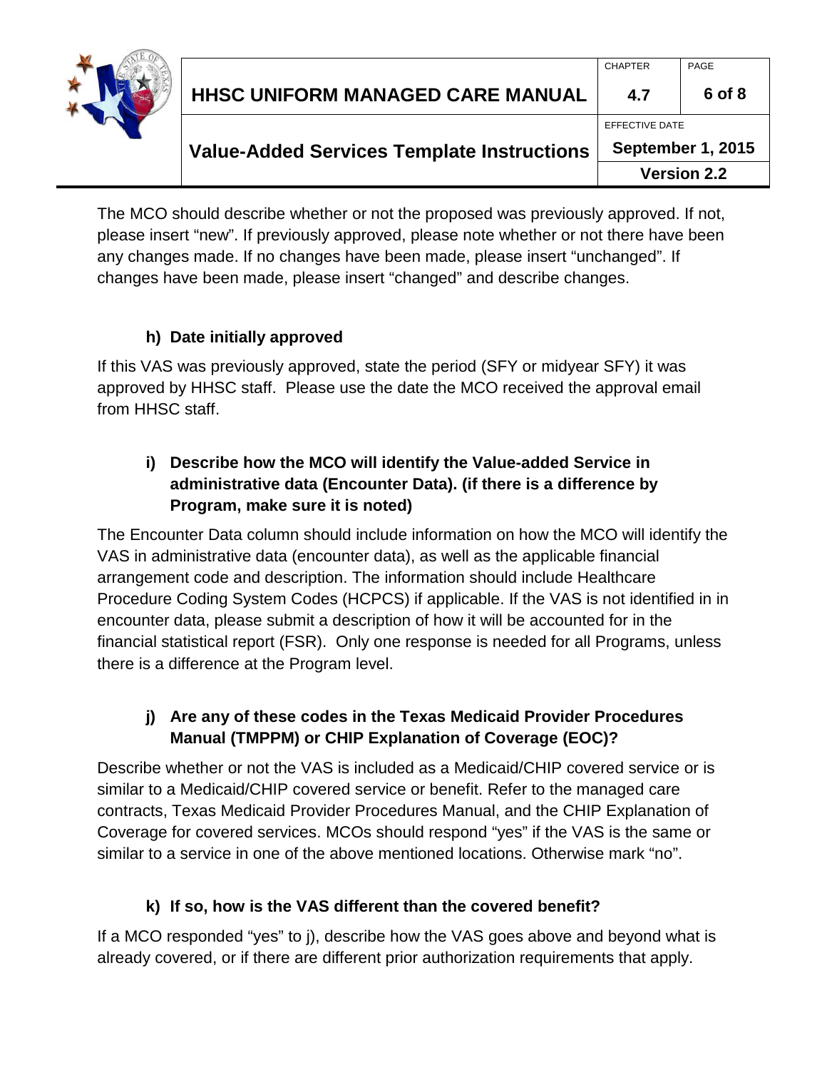The MCO should describe whether or not the proposed was previously approved. If not, please insert “new”. If previously approved, please note whether or not there have been any changes made. If no changes have been made, please insert “unchanged”. If changes have been made, please insert “changed” and describe changes.

### h) Date initially approved

If this VAS was previously approved, state the period (SFY or midyear SFY) it was approved by HHSC staff. Please use the date the MCO received the approval email from HHSC staff.

### i) Describe how the MCO will identify the Value-added Service in administrative data (Encounter Data). (if there is a difference by Program, make sure it is noted)

The Encounter Data column should include information on how the MCO will identify the VAS in administrative data (encounter data), as well as the applicable financial arrangement code and description. The information should include Healthcare Procedure Coding System Codes (HCPCS) if applicable. If the VAS is not identified in in encounter data, please submit a description of how it will be accounted for in the financial statistical report (FSR). Only one response is needed for all Programs, unless there is a difference at the Program level.

### j) Are any of these codes in the Texas Medicaid Provider Procedures Manual (TMPPM) or CHIP Explanation of Coverage (EOC)?

Describe whether or not the VAS is included as a Medicaid/CHIP covered service or is similar to a Medicaid/CHIP covered service or benefit. Refer to the managed care contracts, Texas Medicaid Provider Procedures Manual, and the CHIP Explanation of Coverage for covered services. MCOs should respond “yes” if the VAS is the same or similar to a service in one of the above mentioned locations. Otherwise mark “no”.

### k) If so, how is the VAS different than the covered benefit?

If a MCO responded “yes” to j), describe how the VAS goes above and beyond what is already covered, or if there are different prior authorization requirements that apply.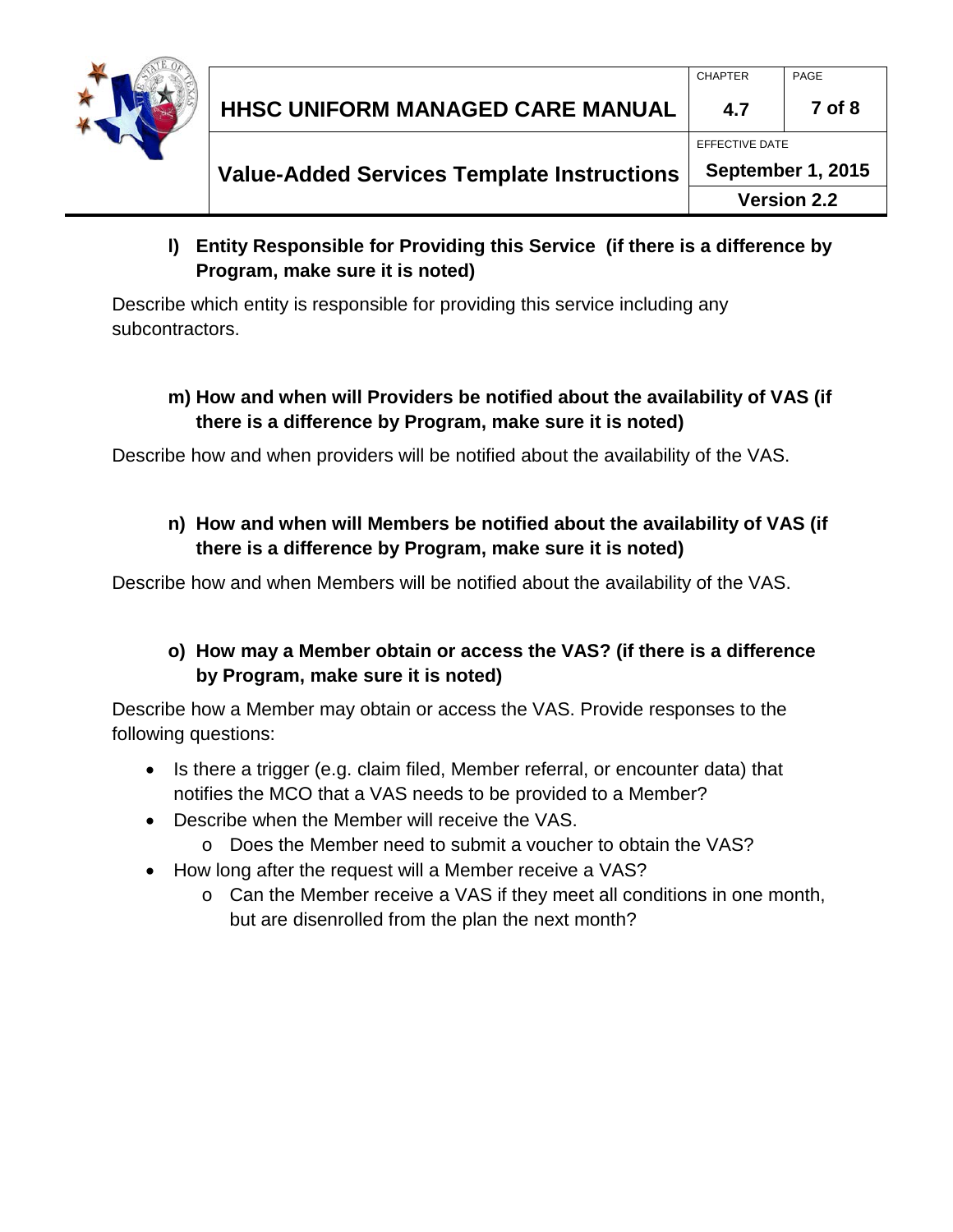**l) Entity Responsible for Providing this Service (if there is a difference by Program, make sure it is noted)**

Describe which entity is responsible for providing this service including any subcontractors.

**m) How and when will Providers be notified about the availability of VAS (if there is a difference by Program, make sure it is noted)**

Describe how and when providers will be notified about the availability of the VAS.

**n) How and when will Members be notified about the availability of VAS (if there is a difference by Program, make sure it is noted)**

Describe how and when Members will be notified about the availability of the VAS.

**o) How may a Member obtain or access the VAS? (if there is a difference by Program, make sure it is noted)**

Describe how a Member may obtain or access the VAS. Provide responses to the following questions:

- Is there a trigger (e.g. claim filed, Member referral, or encounter data) that notifies the MCO that a VAS needs to be provided to a Member?
- Describe when the Member will receive the VAS.
  - Does the Member need to submit a voucher to obtain the VAS?
- How long after the request will a Member receive a VAS?
  - Can the Member receive a VAS if they meet all conditions in one month, but are disenrolled from the plan the next month?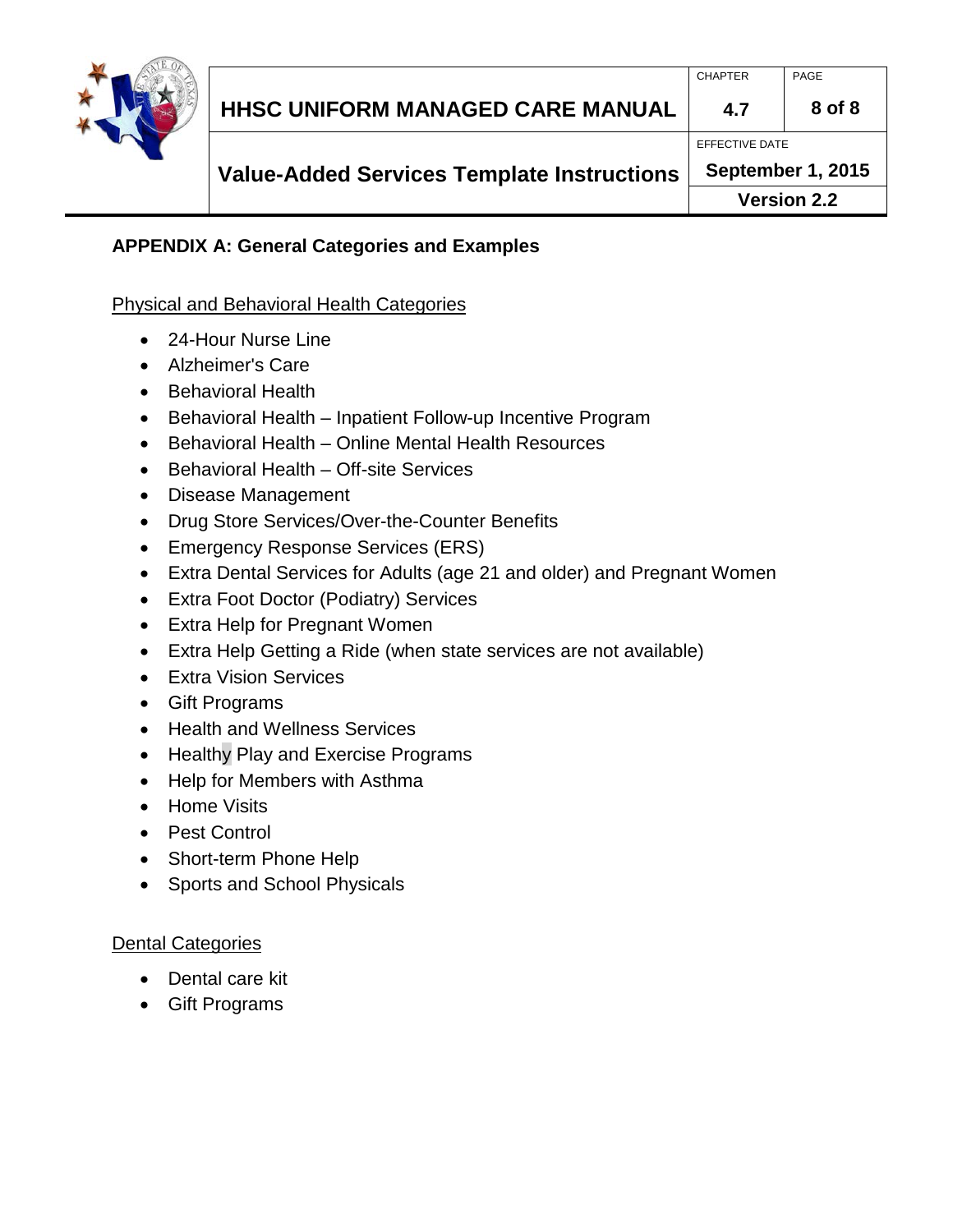## APPENDIX A: General Categories and Examples

Physical and Behavioral Health Categories

- 24-Hour Nurse Line
- Alzheimer's Care
- Behavioral Health
- Behavioral Health – Inpatient Follow-up Incentive Program
- Behavioral Health – Online Mental Health Resources
- Behavioral Health – Off-site Services
- Disease Management
- Drug Store Services/Over-the-Counter Benefits
- Emergency Response Services (ERS)
- Extra Dental Services for Adults (age 21 and older) and Pregnant Women
- Extra Foot Doctor (Podiatry) Services
- Extra Help for Pregnant Women
- Extra Help Getting a Ride (when state services are not available)
- Extra Vision Services
- Gift Programs
- Health and Wellness Services
- Healthy Play and Exercise Programs
- Help for Members with Asthma
- Home Visits
- Pest Control
- Short-term Phone Help
- Sports and School Physicals

Dental Categories

- Dental care kit
- Gift Programs